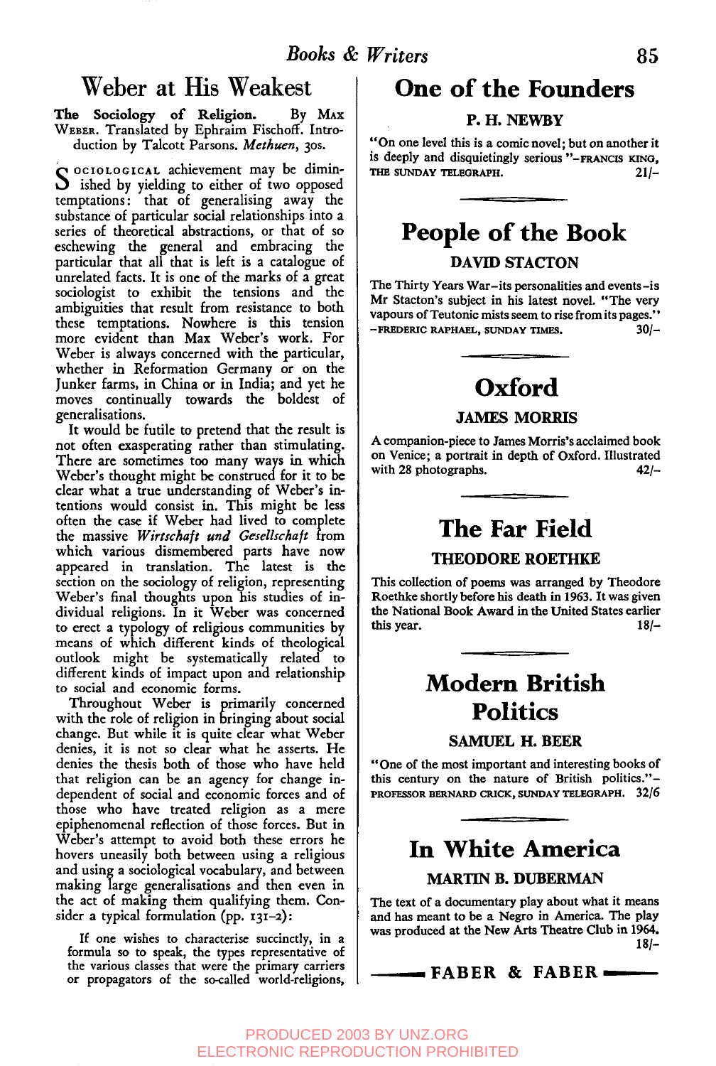# Weber at His Weakest

**The Sociology of Religion.** By MAX WEBER. Translated by Ephraim Fischoff. Introduction by Talcott Parsons. *Methuen*, 30s.

SOCIOLOGICAL achievement may be diminished by yielding to either of two opposed temptations: that of generalising away the substance of particular social relationships into a series of theoretical abstractions, or that of so eschewing the general and embracing the particular that all that is left is a catalogue of unrelated facts. It is one of the marks of a great sociologist to exhibit the tensions and the ambiguities that result from resistance to both these temptations. Nowhere is this tension more evident than Max Weber's work. For Weber is always concerned with the particular, whether in Reformation Germany or on the Junker farms, in China or in India; and yet he moves continually towards the boldest of generalisations.

It would be futile to pretend that the result is not often exasperating rather than stimulating. There are sometimes too many ways in which Weber's thought might be construed for it to be clear what a true understanding of Weber's intentions would consist in. This might be less often the case if Weber had lived to complete the massive *Wirtschaft und Gesellschaft* from which various dismembered parts have now appeared in translation. The latest is the section on the sociology of religion, representing Weber's final thoughts upon his studies of individual religions. In it Weber was concerned to erect a typology of religious communities by means of which different kinds of theological outlook might be systematically related to different kinds of impact upon and relationship to social and economic forms.

Throughout Weber is primarily concerned with the role of religion in bringing about social change. But while it is quite clear what Weber denies, it is not so clear what he asserts. He denies the thesis both of those who have held that religion can be an agency for change independent of social and economic forces and of those who have treated religion as a mere epiphenomenal reflection of those forces. But in Weber's attempt to avoid both these errors he hovers uneasily both between using a religious and using a sociological vocabulary, and between making large generalisations and then even in the act of making them qualifying them. Consider a typical formulation (pp. 131-2):

> If one wishes to characterise succinctly, in a formula so to speak, the types representative of the various classes that were the primary carriers or propagators of the so-called world-religions,

## One of the Founders

**P. H. NEWBY**

"On one level this is a comic novel; but on another it is deeply and disquietingly serious"—FRANCIS KING, THE SUNDAY TELEGRAPH. 21/-

## People of the Book

**DAVID STACTON**

The Thirty Years War—its personalities and events—is Mr Stacton's subject in his latest novel. "The very vapours of Teutonic mists seem to rise from its pages." —FREDERIC RAPHAEL, SUNDAY TIMES. 30/-

## Oxford

**JAMES MORRIS**

A companion-piece to James Morris's acclaimed book on Venice; a portrait in depth of Oxford. Illustrated with 28 photographs. 42/-

## The Far Field

**THEODORE ROETHKE**

This collection of poems was arranged by Theodore Roethke shortly before his death in 1963. It was given the National Book Award in the United States earlier this year. 18/-

## Modern British Politics

**SAMUEL H. BEER**

"One of the most important and interesting books of this century on the nature of British politics."—PROFESSOR BERNARD CRICK, SUNDAY TELEGRAPH. 32/6

## In White America

**MARTIN B. DUBERMAN**

The text of a documentary play about what it means and has meant to be a Negro in America. The play was produced at the New Arts Theatre Club in 1964. 18/-

**FABER & FABER**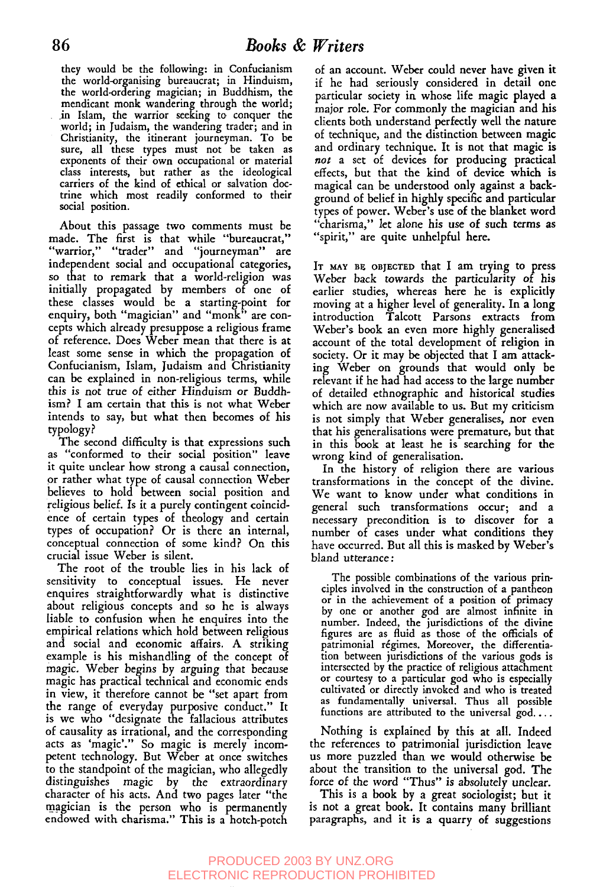they would be the following: in Confucianism the world-organising bureaucrat; in Hinduism, the world-ordering magician; in Buddhism, the mendicant monk wandering through the world; in Islam, the warrior seeking to conquer the world; in Judaism, the wandering trader; and in Christianity, the itinerant journeyman. To be sure, all these types must not be taken as exponents of their own occupational or material class interests, but rather as the ideological carriers of the kind of ethical or salvation doctrine which most readily conformed to their social position.

About this passage two comments must be made. The first is that while "bureaucrat," "warrior," "trader" and "journeyman" are independent social and occupational categories, so that to remark that a world-religion was initially propagated by members of one of these classes would be a starting-point for enquiry, both "magician" and "monk" are concepts which already presuppose a religious frame of reference. Does Weber mean that there is at least some sense in which the propagation of Confucianism, Islam, Judaism and Christianity can be explained in non-religious terms, while this is not true of either Hinduism or Buddhism? I am certain that this is not what Weber intends to say, but what then becomes of his typology?

The second difficulty is that expressions such as "conformed to their social position" leave it quite unclear how strong a causal connection, or rather what type of causal connection Weber believes to hold between social position and religious belief. Is it a purely contingent coincidence of certain types of theology and certain types of occupation? Or is there an internal, conceptual connection of some kind? On this crucial issue Weber is silent.

The root of the trouble lies in his lack of sensitivity to conceptual issues. He never enquires straightforwardly what is distinctive about religious concepts and so he is always liable to confusion when he enquires into the empirical relations which hold between religious and social and economic affairs. A striking example is his mishandling of the concept of magic. Weber begins by arguing that because magic has practical technical and economic ends in view, it therefore cannot be "set apart from the range of everyday purposive conduct." It is we who "designate the fallacious attributes of causality as irrational, and the corresponding acts as 'magic'." So magic is merely incompetent technology. But Weber at once switches to the standpoint of the magician, who allegedly distinguishes magic by the extraordinary character of his acts. And two pages later "the magician is the person who is permanently endowed with charisma." This is a hotch-potch of an account. Weber could never have given it if he had seriously considered in detail one particular society in whose life magic played a major role. For commonly the magician and his clients both understand perfectly well the nature of technique, and the distinction between magic and ordinary technique. It is not that magic is *not* a set of devices for producing practical effects, but that the kind of device which is magical can be understood only against a background of belief in highly specific and particular types of power. Weber's use of the blanket word "charisma," let alone his use of such terms as "spirit," are quite unhelpful here.

It may be objected that I am trying to press Weber back towards the particularity of his earlier studies, whereas here he is explicitly moving at a higher level of generality. In a long introduction Talcott Parsons extracts from Weber's book an even more highly generalised account of the total development of religion in society. Or it may be objected that I am attacking Weber on grounds that would only be relevant if he had had access to the large number of detailed ethnographic and historical studies which are now available to us. But my criticism is not simply that Weber generalises, nor even that his generalisations were premature, but that in this book at least he is searching for the wrong kind of generalisation.

In the history of religion there are various transformations in the concept of the divine. We want to know under what conditions in general such transformations occur; and a necessary precondition is to discover for a number of cases under what conditions they have occurred. But all this is masked by Weber's bland utterance:

> The possible combinations of the various principles involved in the construction of a pantheon or in the achievement of a position of primacy by one or another god are almost infinite in number. Indeed, the jurisdictions of the divine figures are as fluid as those of the officials of patrimonial régimes. Moreover, the differentiation between jurisdictions of the various gods is intersected by the practice of religious attachment or courtesy to a particular god who is especially cultivated or directly invoked and who is treated as fundamentally universal. Thus all possible functions are attributed to the universal god. . . .

Nothing is explained by this at all. Indeed the references to patrimonial jurisdiction leave us more puzzled than we would otherwise be about the transition to the universal god. The force of the word "Thus" is absolutely unclear.

This is a book by a great sociologist; but it is not a great book. It contains many brilliant paragraphs, and it is a quarry of suggestions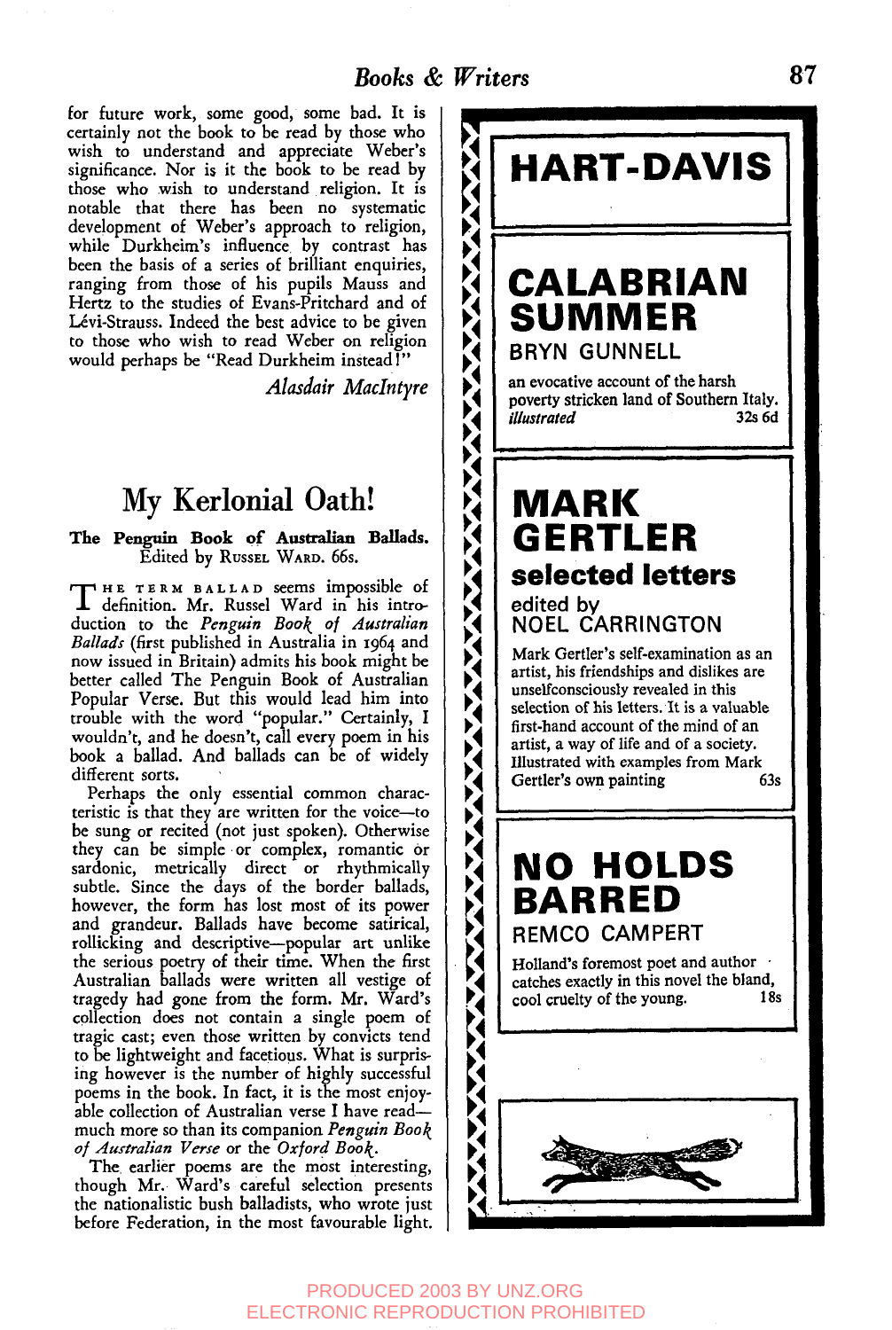for future work, some good, some bad. It is certainly not the book to be read by those who wish to understand and appreciate Weber's significance. Nor is it the book to be read by those who wish to understand religion. It is notable that there has been no systematic development of Weber's approach to religion, while Durkheim's influence by contrast has been the basis of a series of brilliant enquiries, ranging from those of his pupils Mauss and Hertz to the studies of Evans-Pritchard and of Lévi-Strauss. Indeed the best advice to be given to those who wish to read Weber on religion would perhaps be "Read Durkheim instead!"

*Alasdair MacIntyre*

## My Kerlonial Oath!

**The Penguin Book of Australian Ballads.** Edited by Russel Ward. 66s.

The term ballad seems impossible of definition. Mr. Russel Ward in his introduction to the *Penguin Book of Australian Ballads* (first published in Australia in 1964 and now issued in Britain) admits his book might be better called The Penguin Book of Australian Popular Verse. But this would lead him into trouble with the word "popular." Certainly, I wouldn't, and he doesn't, call every poem in his book a ballad. And ballads can be of widely different sorts.

Perhaps the only essential common characteristic is that they are written for the voice—to be sung or recited (not just spoken). Otherwise they can be simple or complex, romantic or sardonic, metrically direct or rhythmically subtle. Since the days of the border ballads, however, the form has lost most of its power and grandeur. Ballads have become satirical, rollicking and descriptive—popular art unlike the serious poetry of their time. When the first Australian ballads were written all vestige of tragedy had gone from the form. Mr. Ward's collection does not contain a single poem of tragic cast; even those written by convicts tend to be lightweight and facetious. What is surprising however is the number of highly successful poems in the book. In fact, it is the most enjoyable collection of Australian verse I have read—much more so than its companion *Penguin Book of Australian Verse* or the *Oxford Book*.

The earlier poems are the most interesting, though Mr. Ward's careful selection presents the nationalistic bush balladists, who wrote just before Federation, in the most favourable light.

# HART-DAVIS

## CALABRIAN SUMMER

BRYN GUNNELL

an evocative account of the harsh poverty stricken land of Southern Italy.
*illustrated* 32s 6d

## MARK GERTLER

### selected letters

edited by
NOEL CARRINGTON

Mark Gertler's self-examination as an artist, his friendships and dislikes are unselfconsciously revealed in this selection of his letters. It is a valuable first-hand account of the mind of an artist, a way of life and of a society. Illustrated with examples from Mark Gertler's own painting 63s

## NO HOLDS BARRED

REMCO CAMPERT

Holland's foremost poet and author catches exactly in this novel the bland, cool cruelty of the young. 18s